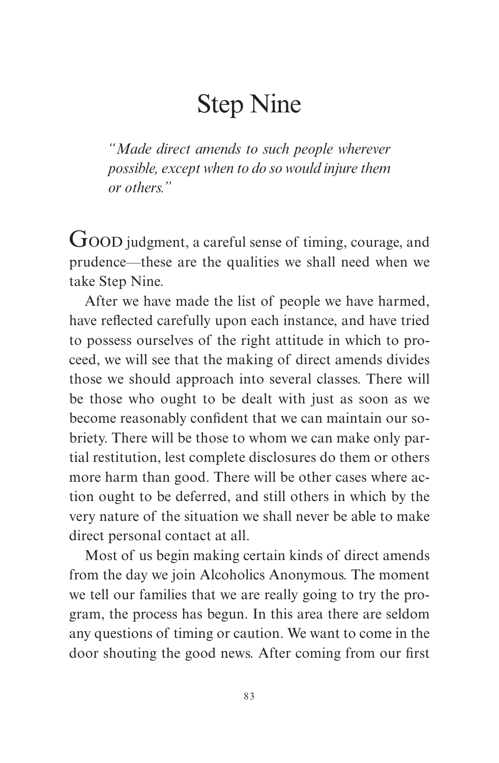# Step Nine

*"Made direct amends to such people wherever possible, except when to do so would injure them or others."*

GOOD judgment, a careful sense of timing, courage, and prudence—these are the qualities we shall need when we take Step Nine.

After we have made the list of people we have harmed, have reflected carefully upon each instance, and have tried to possess ourselves of the right attitude in which to proceed, we will see that the making of direct amends divides those we should approach into several classes. There will be those who ought to be dealt with just as soon as we become reasonably confident that we can maintain our sobriety. There will be those to whom we can make only partial restitution, lest complete disclosures do them or others more harm than good. There will be other cases where action ought to be deferred, and still others in which by the very nature of the situation we shall never be able to make direct personal contact at all.

Most of us begin making certain kinds of direct amends from the day we join Alcoholics Anonymous. The moment we tell our families that we are really going to try the program, the process has begun. In this area there are seldom any questions of timing or caution. We want to come in the door shouting the good news. After coming from our first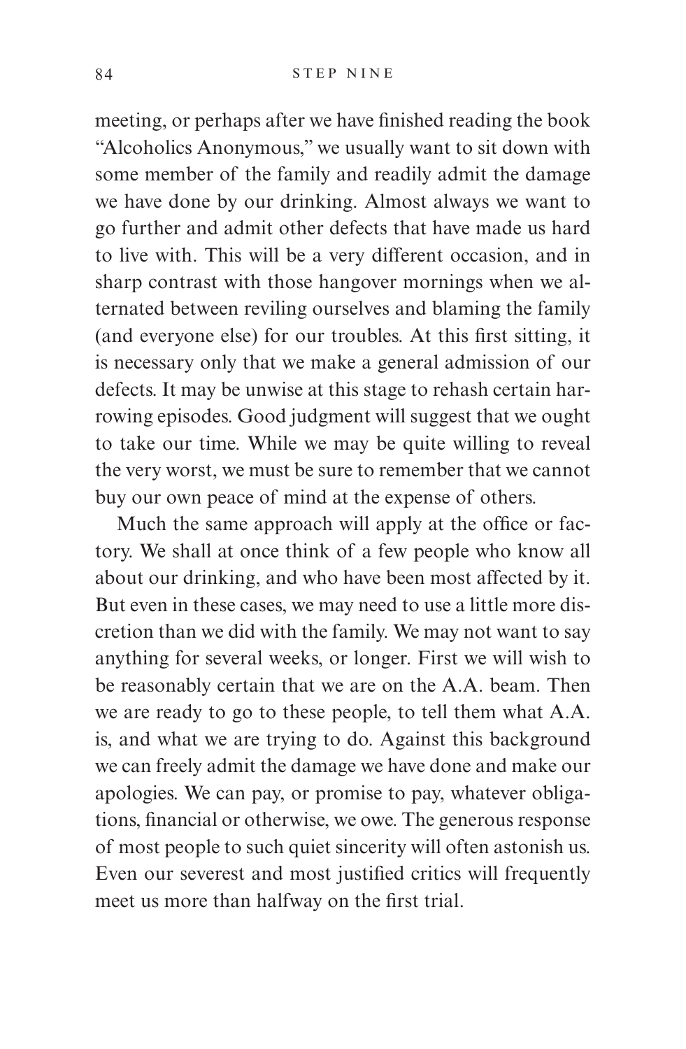meeting, or perhaps after we have finished reading the book "Alcoholics Anonymous," we usually want to sit down with some member of the family and readily admit the damage we have done by our drinking. Almost always we want to go further and admit other defects that have made us hard to live with. This will be a very different occasion, and in sharp contrast with those hangover mornings when we alternated between reviling ourselves and blaming the family (and everyone else) for our troubles. At this first sitting, it is necessary only that we make a general admission of our defects. It may be unwise at this stage to rehash certain harrowing episodes. Good judgment will suggest that we ought to take our time. While we may be quite willing to reveal the very worst, we must be sure to remember that we cannot buy our own peace of mind at the expense of others.

Much the same approach will apply at the office or factory. We shall at once think of a few people who know all about our drinking, and who have been most affected by it. But even in these cases, we may need to use a little more discretion than we did with the family. We may not want to say anything for several weeks, or longer. First we will wish to be reasonably certain that we are on the A.A. beam. Then we are ready to go to these people, to tell them what A.A. is, and what we are trying to do. Against this background we can freely admit the damage we have done and make our apologies. We can pay, or promise to pay, whatever obligations, financial or otherwise, we owe. The generous response of most people to such quiet sincerity will often astonish us. Even our severest and most justified critics will frequently meet us more than halfway on the first trial.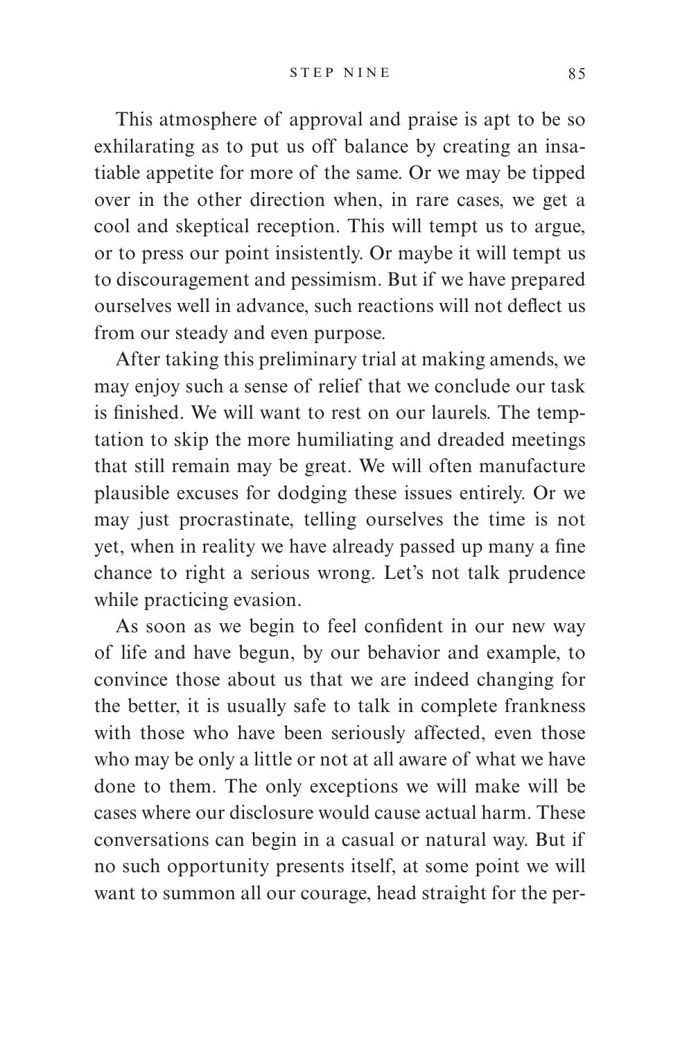This atmosphere of approval and praise is apt to be so exhilarating as to put us off balance by creating an insatiable appetite for more of the same. Or we may be tipped over in the other direction when, in rare cases, we get a cool and skeptical reception. This will tempt us to argue, or to press our point insistently. Or maybe it will tempt us to discouragement and pessimism. But if we have prepared ourselves well in advance, such reactions will not deflect us from our steady and even purpose.

After taking this preliminary trial at making amends, we may enjoy such a sense of relief that we conclude our task is finished. We will want to rest on our laurels. The temptation to skip the more humiliating and dreaded meetings that still remain may be great. We will often manufacture plausible excuses for dodging these issues entirely. Or we may just procrastinate, telling ourselves the time is not yet, when in reality we have already passed up many a fine chance to right a serious wrong. Let's not talk prudence while practicing evasion.

As soon as we begin to feel confident in our new way of life and have begun, by our behavior and example, to convince those about us that we are indeed changing for the better, it is usually safe to talk in complete frankness with those who have been seriously affected, even those who may be only a little or not at all aware of what we have done to them. The only exceptions we will make will be cases where our disclosure would cause actual harm. These conversations can begin in a casual or natural way. But if no such opportunity presents itself, at some point we will want to summon all our courage, head straight for the per-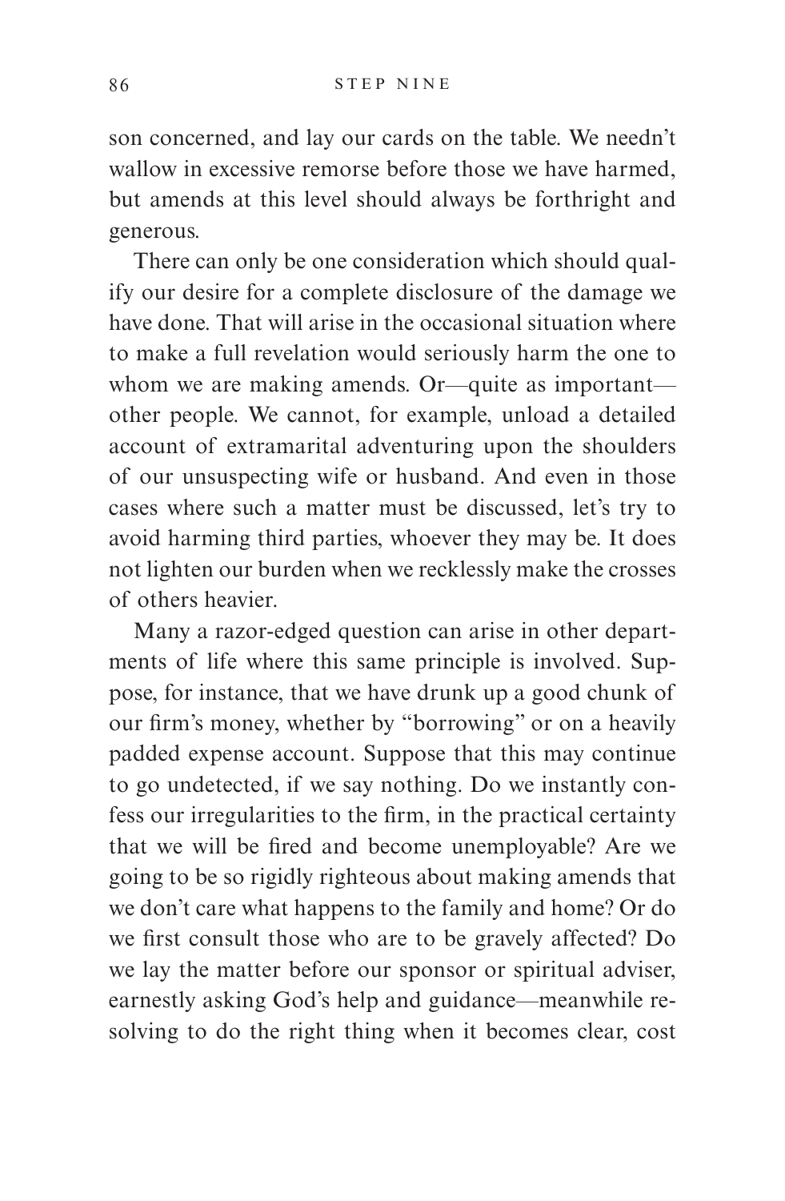son concerned, and lay our cards on the table. We needn't wallow in excessive remorse before those we have harmed, but amends at this level should always be forthright and generous.

There can only be one consideration which should qualify our desire for a complete disclosure of the damage we have done. That will arise in the occasional situation where to make a full revelation would seriously harm the one to whom we are making amends. Or—quite as important—other people. We cannot, for example, unload a detailed account of extramarital adventuring upon the shoulders of our unsuspecting wife or husband. And even in those cases where such a matter must be discussed, let's try to avoid harming third parties, whoever they may be. It does not lighten our burden when we recklessly make the crosses of others heavier.

Many a razor-edged question can arise in other departments of life where this same principle is involved. Suppose, for instance, that we have drunk up a good chunk of our firm's money, whether by "borrowing" or on a heavily padded expense account. Suppose that this may continue to go undetected, if we say nothing. Do we instantly confess our irregularities to the firm, in the practical certainty that we will be fired and become unemployable? Are we going to be so rigidly righteous about making amends that we don't care what happens to the family and home? Or do we first consult those who are to be gravely affected? Do we lay the matter before our sponsor or spiritual adviser, earnestly asking God's help and guidance—meanwhile resolving to do the right thing when it becomes clear, cost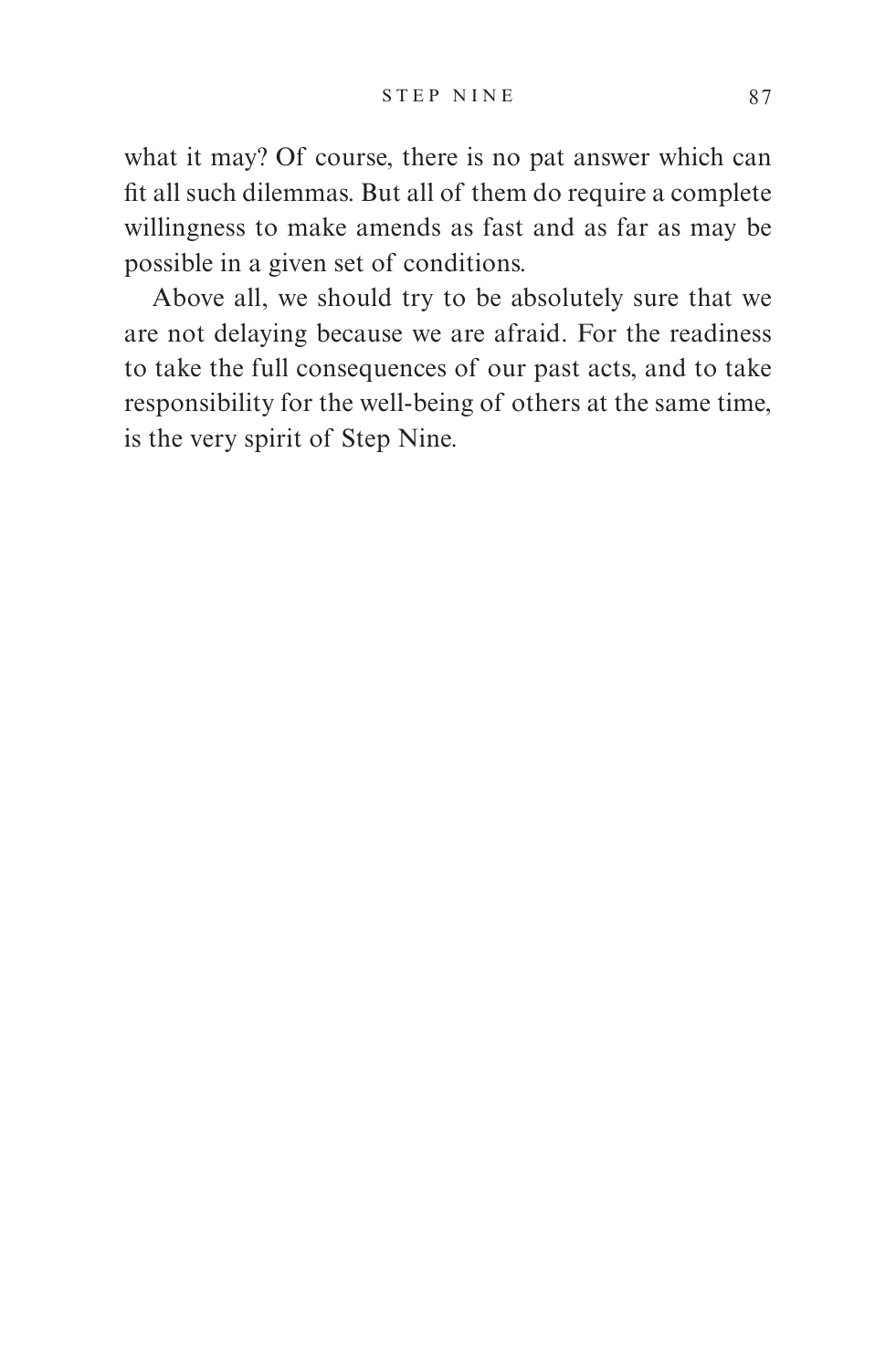what it may? Of course, there is no pat answer which can fit all such dilemmas. But all of them do require a complete willingness to make amends as fast and as far as may be possible in a given set of conditions.

Above all, we should try to be absolutely sure that we are not delaying because we are afraid. For the readiness to take the full consequences of our past acts, and to take responsibility for the well-being of others at the same time, is the very spirit of Step Nine.